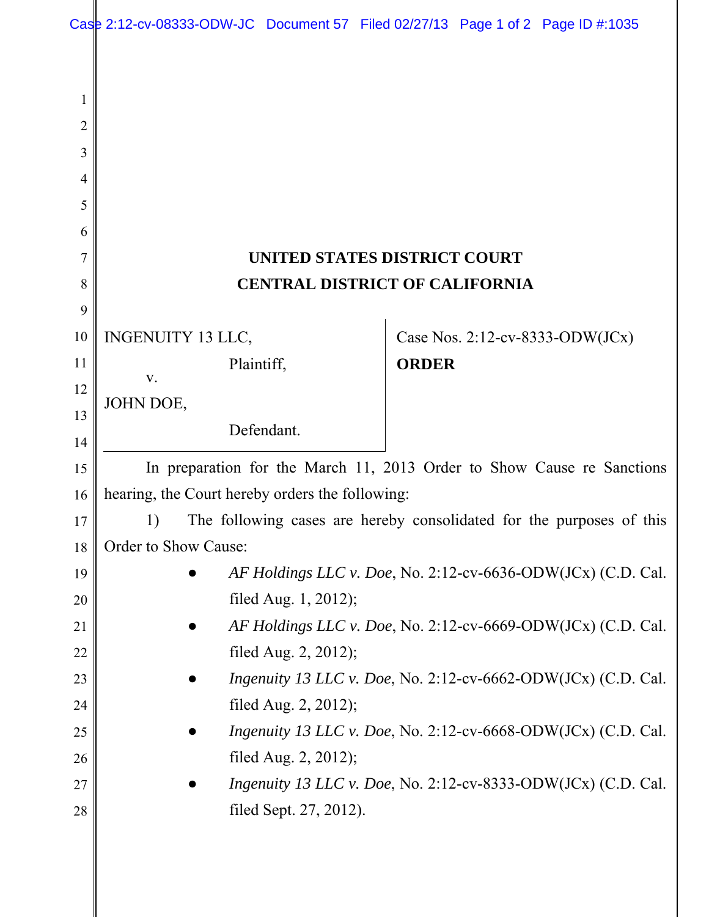**UNITED STATES DISTRICT COURT**
**CENTRAL DISTRICT OF CALIFORNIA**

INGENUITY 13 LLC,
Plaintiff,
v.
JOHN DOE,
Defendant.

Case Nos. 2:12-cv-8333-ODW(JCx)

**ORDER**

In preparation for the March 11, 2013 Order to Show Cause re Sanctions hearing, the Court hereby orders the following:

1) The following cases are hereby consolidated for the purposes of this Order to Show Cause:

- *AF Holdings LLC v. Doe*, No. 2:12-cv-6636-ODW(JCx) (C.D. Cal. filed Aug. 1, 2012);
- *AF Holdings LLC v. Doe*, No. 2:12-cv-6669-ODW(JCx) (C.D. Cal. filed Aug. 2, 2012);
- *Ingenuity 13 LLC v. Doe*, No. 2:12-cv-6662-ODW(JCx) (C.D. Cal. filed Aug. 2, 2012);
- *Ingenuity 13 LLC v. Doe*, No. 2:12-cv-6668-ODW(JCx) (C.D. Cal. filed Aug. 2, 2012);
- *Ingenuity 13 LLC v. Doe*, No. 2:12-cv-8333-ODW(JCx) (C.D. Cal. filed Sept. 27, 2012).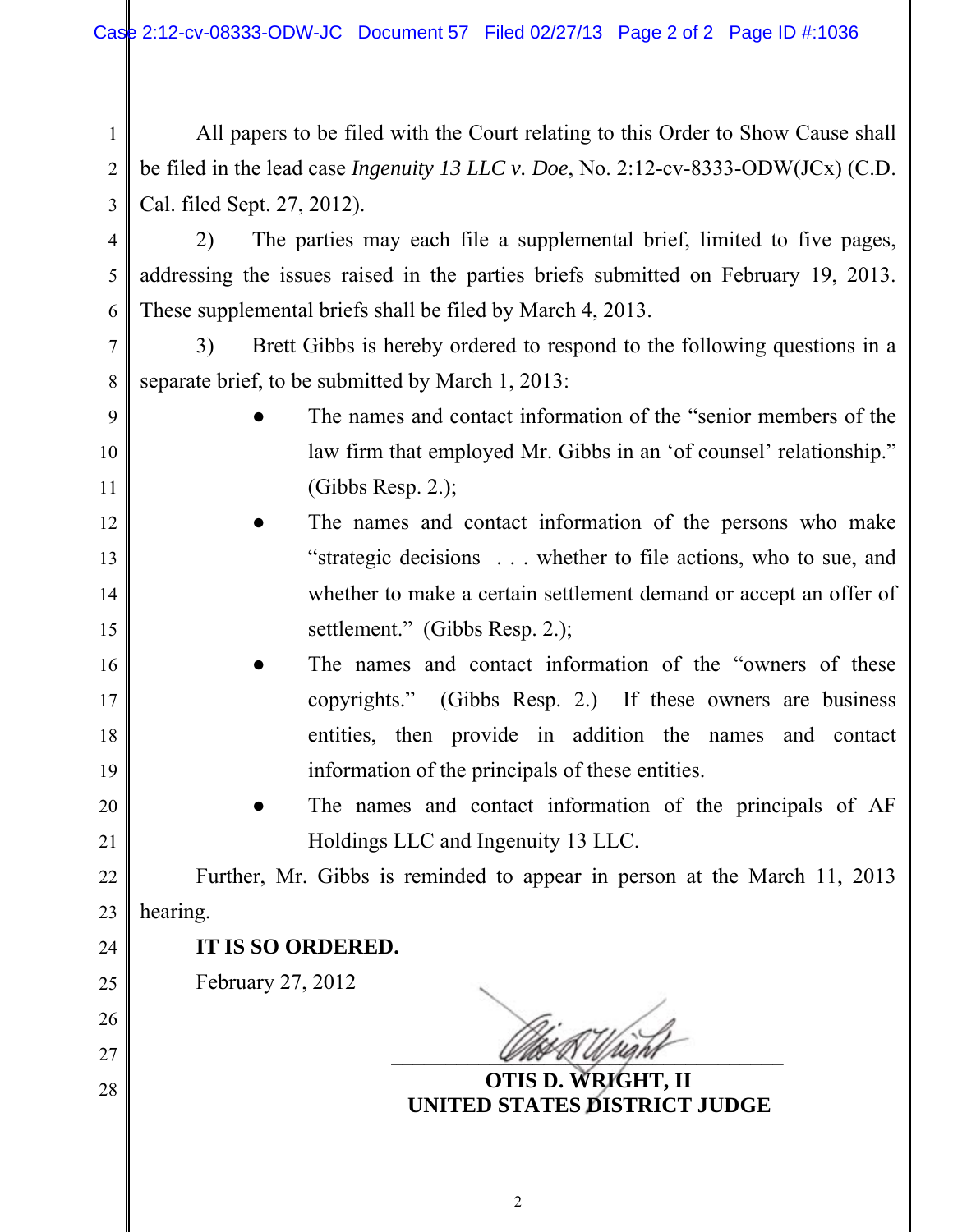All papers to be filed with the Court relating to this Order to Show Cause shall be filed in the lead case *Ingenuity 13 LLC v. Doe*, No. 2:12-cv-8333-ODW(JCx) (C.D. Cal. filed Sept. 27, 2012).

2) The parties may each file a supplemental brief, limited to five pages, addressing the issues raised in the parties briefs submitted on February 19, 2013. These supplemental briefs shall be filed by March 4, 2013.

3) Brett Gibbs is hereby ordered to respond to the following questions in a separate brief, to be submitted by March 1, 2013:

- The names and contact information of the "senior members of the law firm that employed Mr. Gibbs in an 'of counsel' relationship." (Gibbs Resp. 2.);
- The names and contact information of the persons who make "strategic decisions . . . whether to file actions, who to sue, and whether to make a certain settlement demand or accept an offer of settlement." (Gibbs Resp. 2.);
- The names and contact information of the "owners of these copyrights." (Gibbs Resp. 2.) If these owners are business entities, then provide in addition the names and contact information of the principals of these entities.
- The names and contact information of the principals of AF Holdings LLC and Ingenuity 13 LLC.

Further, Mr. Gibbs is reminded to appear in person at the March 11, 2013 hearing.

**IT IS SO ORDERED.**

February 27, 2012

**OTIS D. WRIGHT, II**
**UNITED STATES DISTRICT JUDGE**